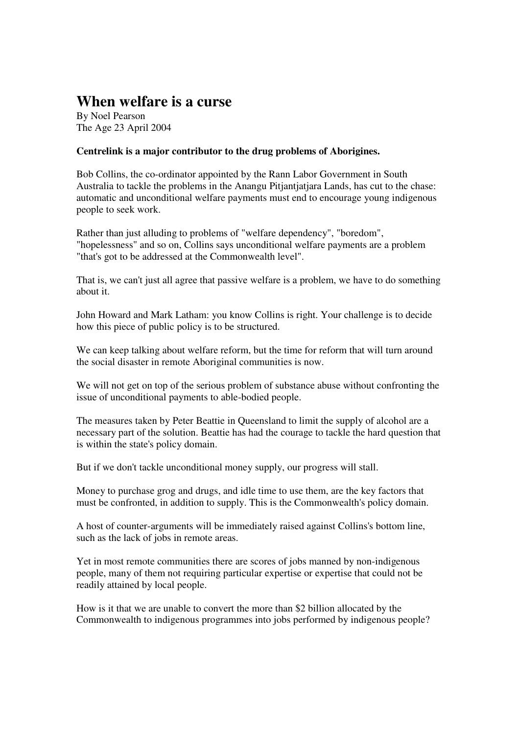# When welfare is a curse

By Noel Pearson
The Age 23 April 2004

**Centrelink is a major contributor to the drug problems of Aborigines.**

Bob Collins, the co-ordinator appointed by the Rann Labor Government in South Australia to tackle the problems in the Anangu Pitjantjatjara Lands, has cut to the chase: automatic and unconditional welfare payments must end to encourage young indigenous people to seek work.

Rather than just alluding to problems of "welfare dependency", "boredom", "hopelessness" and so on, Collins says unconditional welfare payments are a problem "that's got to be addressed at the Commonwealth level".

That is, we can't just all agree that passive welfare is a problem, we have to do something about it.

John Howard and Mark Latham: you know Collins is right. Your challenge is to decide how this piece of public policy is to be structured.

We can keep talking about welfare reform, but the time for reform that will turn around the social disaster in remote Aboriginal communities is now.

We will not get on top of the serious problem of substance abuse without confronting the issue of unconditional payments to able-bodied people.

The measures taken by Peter Beattie in Queensland to limit the supply of alcohol are a necessary part of the solution. Beattie has had the courage to tackle the hard question that is within the state's policy domain.

But if we don't tackle unconditional money supply, our progress will stall.

Money to purchase grog and drugs, and idle time to use them, are the key factors that must be confronted, in addition to supply. This is the Commonwealth's policy domain.

A host of counter-arguments will be immediately raised against Collins's bottom line, such as the lack of jobs in remote areas.

Yet in most remote communities there are scores of jobs manned by non-indigenous people, many of them not requiring particular expertise or expertise that could not be readily attained by local people.

How is it that we are unable to convert the more than $2 billion allocated by the Commonwealth to indigenous programmes into jobs performed by indigenous people?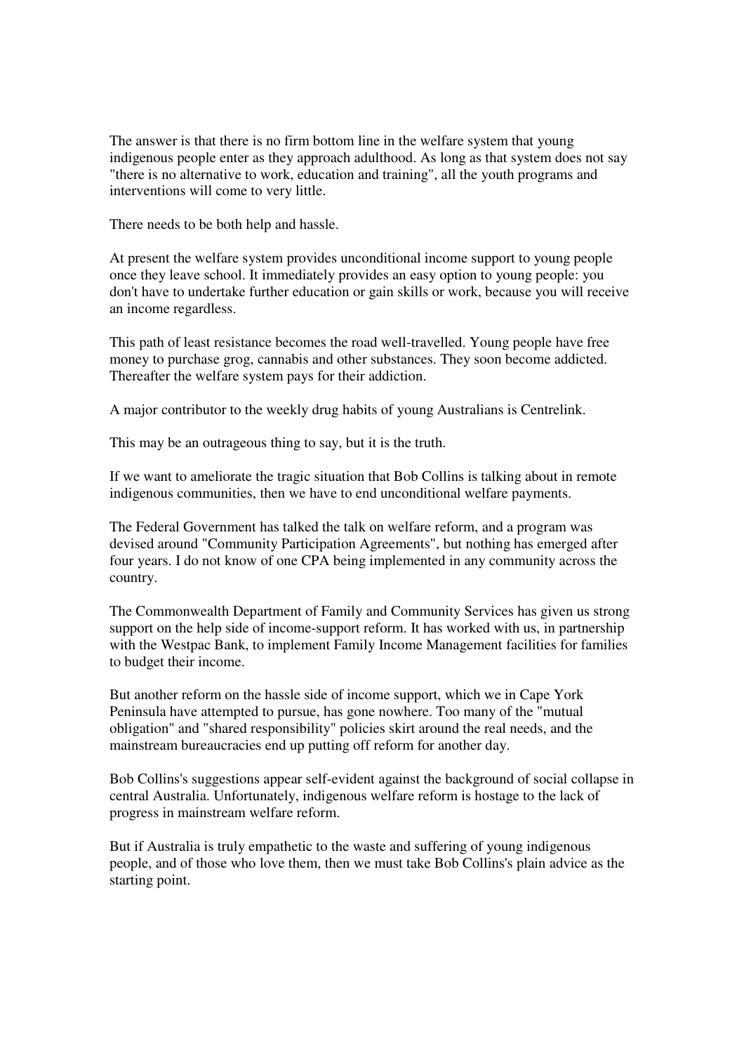The answer is that there is no firm bottom line in the welfare system that young indigenous people enter as they approach adulthood. As long as that system does not say "there is no alternative to work, education and training", all the youth programs and interventions will come to very little.

There needs to be both help and hassle.

At present the welfare system provides unconditional income support to young people once they leave school. It immediately provides an easy option to young people: you don't have to undertake further education or gain skills or work, because you will receive an income regardless.

This path of least resistance becomes the road well-travelled. Young people have free money to purchase grog, cannabis and other substances. They soon become addicted. Thereafter the welfare system pays for their addiction.

A major contributor to the weekly drug habits of young Australians is Centrelink.

This may be an outrageous thing to say, but it is the truth.

If we want to ameliorate the tragic situation that Bob Collins is talking about in remote indigenous communities, then we have to end unconditional welfare payments.

The Federal Government has talked the talk on welfare reform, and a program was devised around "Community Participation Agreements", but nothing has emerged after four years. I do not know of one CPA being implemented in any community across the country.

The Commonwealth Department of Family and Community Services has given us strong support on the help side of income-support reform. It has worked with us, in partnership with the Westpac Bank, to implement Family Income Management facilities for families to budget their income.

But another reform on the hassle side of income support, which we in Cape York Peninsula have attempted to pursue, has gone nowhere. Too many of the "mutual obligation" and "shared responsibility" policies skirt around the real needs, and the mainstream bureaucracies end up putting off reform for another day.

Bob Collins's suggestions appear self-evident against the background of social collapse in central Australia. Unfortunately, indigenous welfare reform is hostage to the lack of progress in mainstream welfare reform.

But if Australia is truly empathetic to the waste and suffering of young indigenous people, and of those who love them, then we must take Bob Collins's plain advice as the starting point.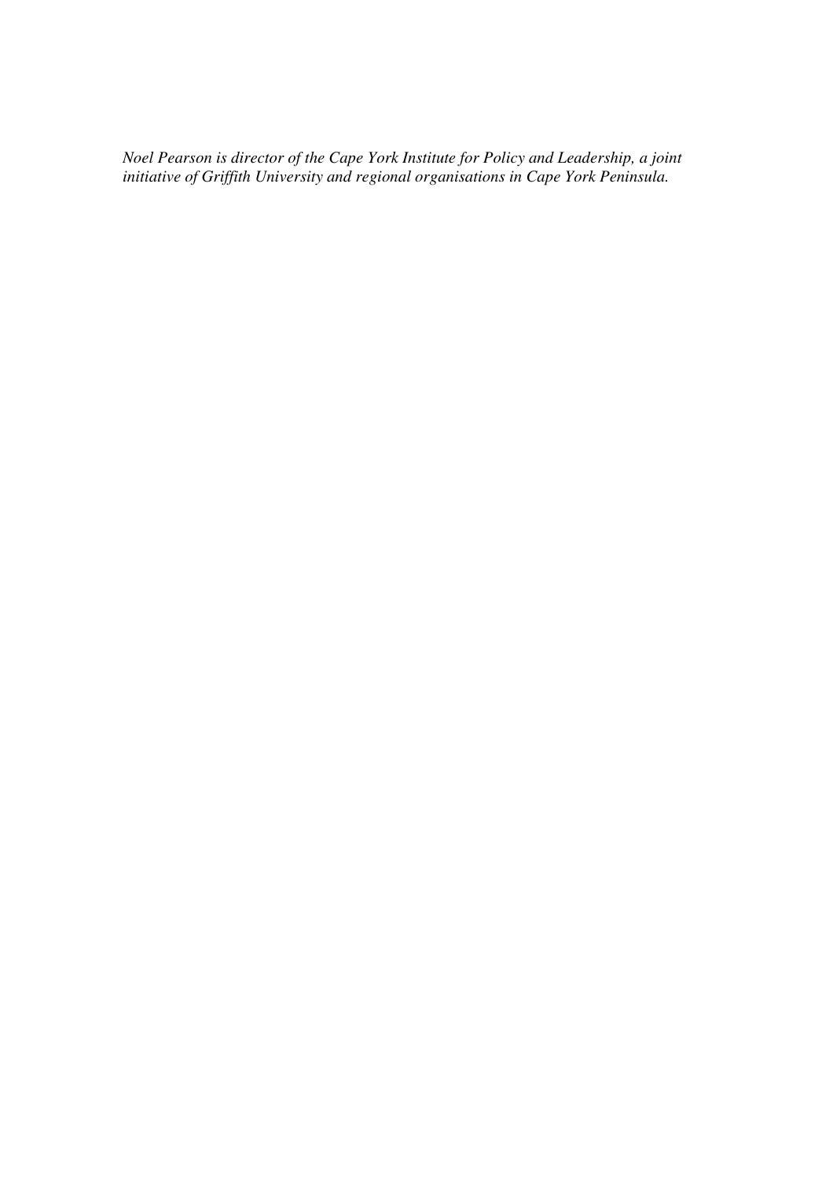*Noel Pearson is director of the Cape York Institute for Policy and Leadership, a joint initiative of Griffith University and regional organisations in Cape York Peninsula.*